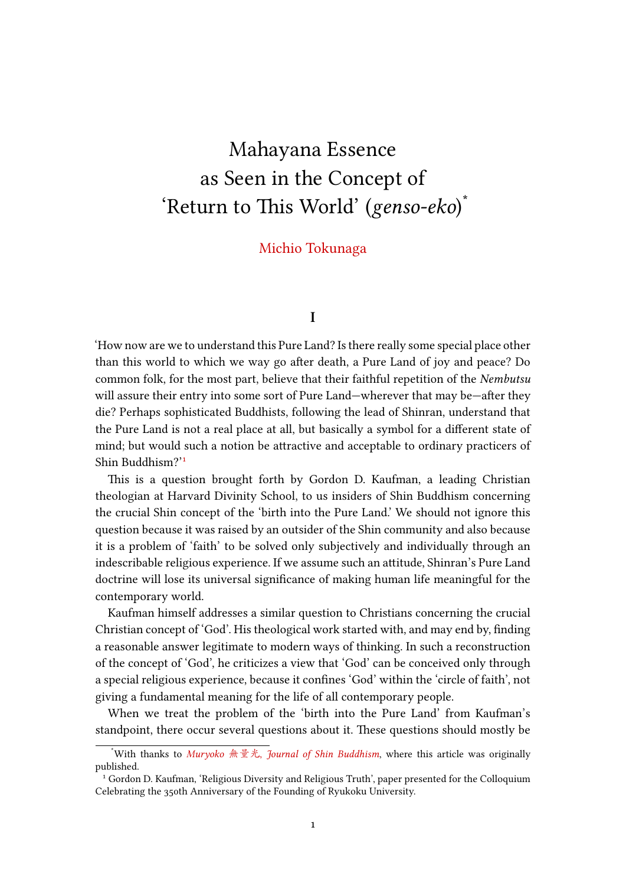# Mahayana Essence as Seen in the Concept of 'Return to This World' (*genso-eko*)*

Michio Tokunaga

## I

'How now are we to understand this Pure Land? Is there really some special place other than this world to which we way go after death, a Pure Land of joy and peace? Do common folk, for the most part, believe that their faithful repetition of the *Nembutsu* will assure their entry into some sort of Pure Land—wherever that may be—after they die? Perhaps sophisticated Buddhists, following the lead of Shinran, understand that the Pure Land is not a real place at all, but basically a symbol for a different state of mind; but would such a notion be attractive and acceptable to ordinary practicers of Shin Buddhism?'[1]

This is a question brought forth by Gordon D. Kaufman, a leading Christian theologian at Harvard Divinity School, to us insiders of Shin Buddhism concerning the crucial Shin concept of the 'birth into the Pure Land.' We should not ignore this question because it was raised by an outsider of the Shin community and also because it is a problem of 'faith' to be solved only subjectively and individually through an indescribable religious experience. If we assume such an attitude, Shinran's Pure Land doctrine will lose its universal significance of making human life meaningful for the contemporary world.

Kaufman himself addresses a similar question to Christians concerning the crucial Christian concept of 'God'. His theological work started with, and may end by, finding a reasonable answer legitimate to modern ways of thinking. In such a reconstruction of the concept of 'God', he criticizes a view that 'God' can be conceived only through a special religious experience, because it confines 'God' within the 'circle of faith', not giving a fundamental meaning for the life of all contemporary people.

When we treat the problem of the 'birth into the Pure Land' from Kaufman's standpoint, there occur several questions about it. These questions should mostly be

---

*With thanks to *Muryoko* 無量光, *Journal of Shin Buddhism*, where this article was originally published.

[1] Gordon D. Kaufman, 'Religious Diversity and Religious Truth', paper presented for the Colloquium Celebrating the 350th Anniversary of the Founding of Ryukoku University.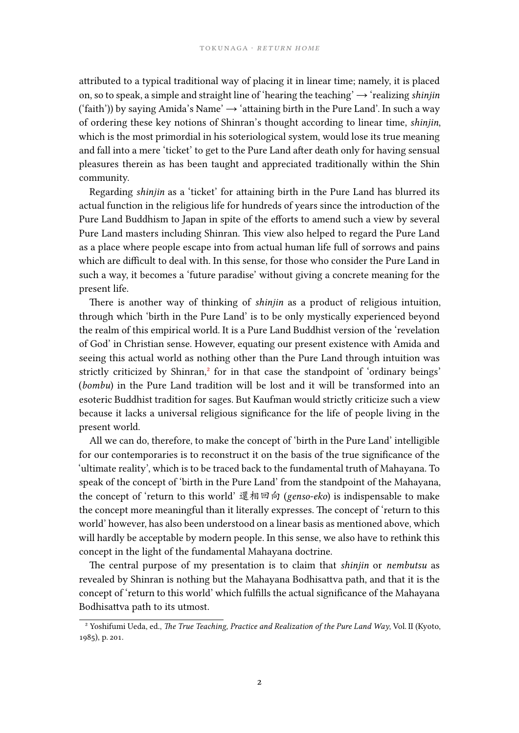attributed to a typical traditional way of placing it in linear time; namely, it is placed on, so to speak, a simple and straight line of 'hearing the teaching' → 'realizing *shinjin* ('faith')) by saying Amida's Name' → 'attaining birth in the Pure Land'. In such a way of ordering these key notions of Shinran's thought according to linear time, *shinjin*, which is the most primordial in his soteriological system, would lose its true meaning and fall into a mere 'ticket' to get to the Pure Land after death only for having sensual pleasures therein as has been taught and appreciated traditionally within the Shin community.

Regarding *shinjin* as a 'ticket' for attaining birth in the Pure Land has blurred its actual function in the religious life for hundreds of years since the introduction of the Pure Land Buddhism to Japan in spite of the efforts to amend such a view by several Pure Land masters including Shinran. This view also helped to regard the Pure Land as a place where people escape into from actual human life full of sorrows and pains which are difficult to deal with. In this sense, for those who consider the Pure Land in such a way, it becomes a 'future paradise' without giving a concrete meaning for the present life.

There is another way of thinking of *shinjin* as a product of religious intuition, through which 'birth in the Pure Land' is to be only mystically experienced beyond the realm of this empirical world. It is a Pure Land Buddhist version of the 'revelation of God' in Christian sense. However, equating our present existence with Amida and seeing this actual world as nothing other than the Pure Land through intuition was strictly criticized by Shinran,[2] for in that case the standpoint of 'ordinary beings' (*bombu*) in the Pure Land tradition will be lost and it will be transformed into an esoteric Buddhist tradition for sages. But Kaufman would strictly criticize such a view because it lacks a universal religious significance for the life of people living in the present world.

All we can do, therefore, to make the concept of 'birth in the Pure Land' intelligible for our contemporaries is to reconstruct it on the basis of the true significance of the 'ultimate reality', which is to be traced back to the fundamental truth of Mahayana. To speak of the concept of 'birth in the Pure Land' from the standpoint of the Mahayana, the concept of 'return to this world' 還相回向 (*genso-eko*) is indispensable to make the concept more meaningful than it literally expresses. The concept of 'return to this world' however, has also been understood on a linear basis as mentioned above, which will hardly be acceptable by modern people. In this sense, we also have to rethink this concept in the light of the fundamental Mahayana doctrine.

The central purpose of my presentation is to claim that *shinjin* or *nembutsu* as revealed by Shinran is nothing but the Mahayana Bodhisattva path, and that it is the concept of 'return to this world' which fulfills the actual significance of the Mahayana Bodhisattva path to its utmost.

---

[2] Yoshifumi Ueda, ed., *The True Teaching, Practice and Realization of the Pure Land Way*, Vol. II (Kyoto, 1985), p. 201.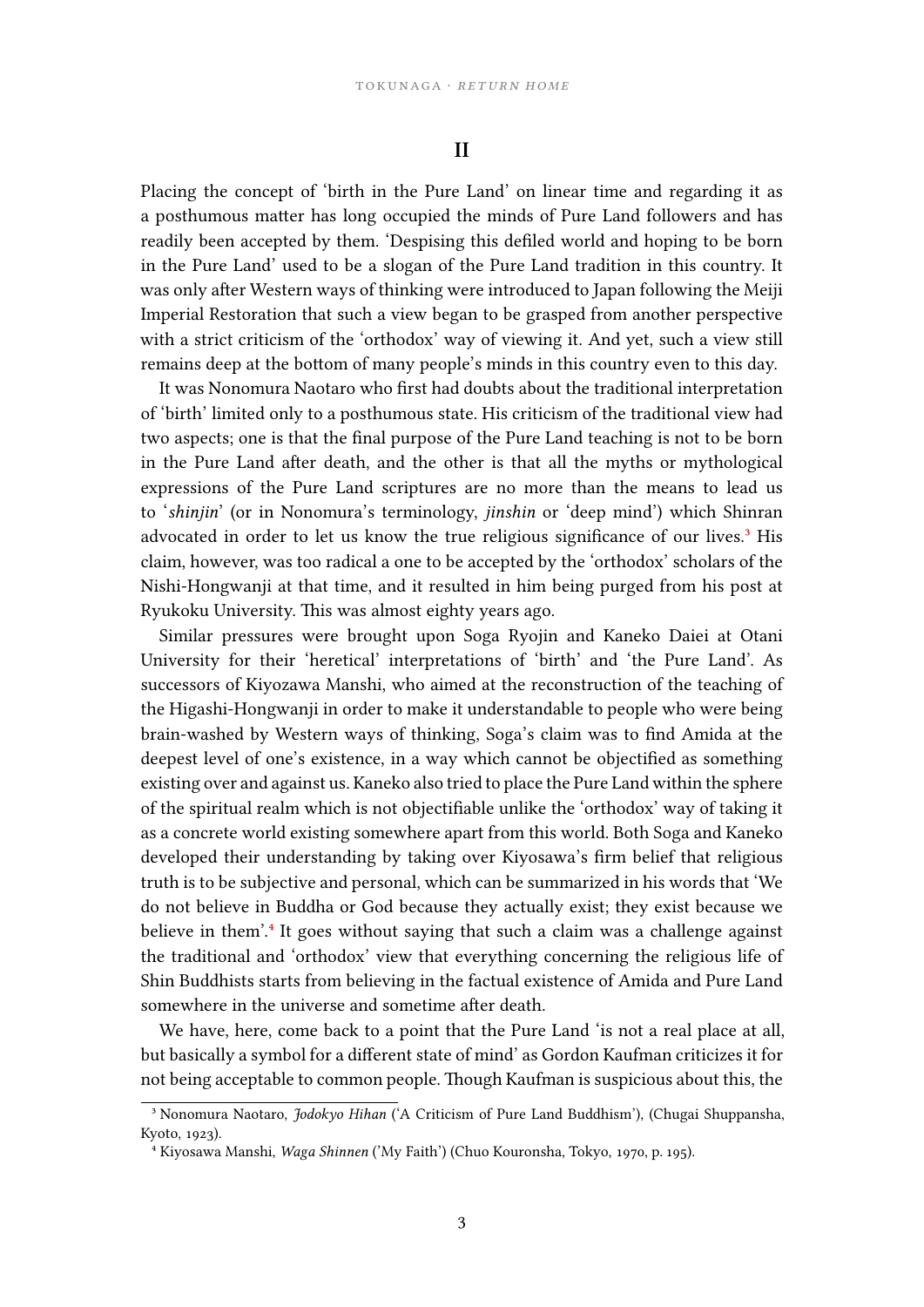## II

Placing the concept of 'birth in the Pure Land' on linear time and regarding it as a posthumous matter has long occupied the minds of Pure Land followers and has readily been accepted by them. 'Despising this defiled world and hoping to be born in the Pure Land' used to be a slogan of the Pure Land tradition in this country. It was only after Western ways of thinking were introduced to Japan following the Meiji Imperial Restoration that such a view began to be grasped from another perspective with a strict criticism of the 'orthodox' way of viewing it. And yet, such a view still remains deep at the bottom of many people's minds in this country even to this day.

It was Nonomura Naotaro who first had doubts about the traditional interpretation of 'birth' limited only to a posthumous state. His criticism of the traditional view had two aspects; one is that the final purpose of the Pure Land teaching is not to be born in the Pure Land after death, and the other is that all the myths or mythological expressions of the Pure Land scriptures are no more than the means to lead us to '*shinjin*' (or in Nonomura's terminology, *jinshin* or 'deep mind') which Shinran advocated in order to let us know the true religious significance of our lives.[3] His claim, however, was too radical a one to be accepted by the 'orthodox' scholars of the Nishi-Hongwanji at that time, and it resulted in him being purged from his post at Ryukoku University. This was almost eighty years ago.

Similar pressures were brought upon Soga Ryojin and Kaneko Daiei at Otani University for their 'heretical' interpretations of 'birth' and 'the Pure Land'. As successors of Kiyozawa Manshi, who aimed at the reconstruction of the teaching of the Higashi-Hongwanji in order to make it understandable to people who were being brain-washed by Western ways of thinking, Soga's claim was to find Amida at the deepest level of one's existence, in a way which cannot be objectified as something existing over and against us. Kaneko also tried to place the Pure Land within the sphere of the spiritual realm which is not objectifiable unlike the 'orthodox' way of taking it as a concrete world existing somewhere apart from this world. Both Soga and Kaneko developed their understanding by taking over Kiyosawa's firm belief that religious truth is to be subjective and personal, which can be summarized in his words that 'We do not believe in Buddha or God because they actually exist; they exist because we believe in them'.[4] It goes without saying that such a claim was a challenge against the traditional and 'orthodox' view that everything concerning the religious life of Shin Buddhists starts from believing in the factual existence of Amida and Pure Land somewhere in the universe and sometime after death.

We have, here, come back to a point that the Pure Land 'is not a real place at all, but basically a symbol for a different state of mind' as Gordon Kaufman criticizes it for not being acceptable to common people. Though Kaufman is suspicious about this, the

---

[3] Nonomura Naotaro, *Jodokyo Hihan* ('A Criticism of Pure Land Buddhism'), (Chugai Shuppansha, Kyoto, 1923).

[4] Kiyosawa Manshi, *Waga Shinnen* ('My Faith') (Chuo Kouronsha, Tokyo, 1970, p. 195).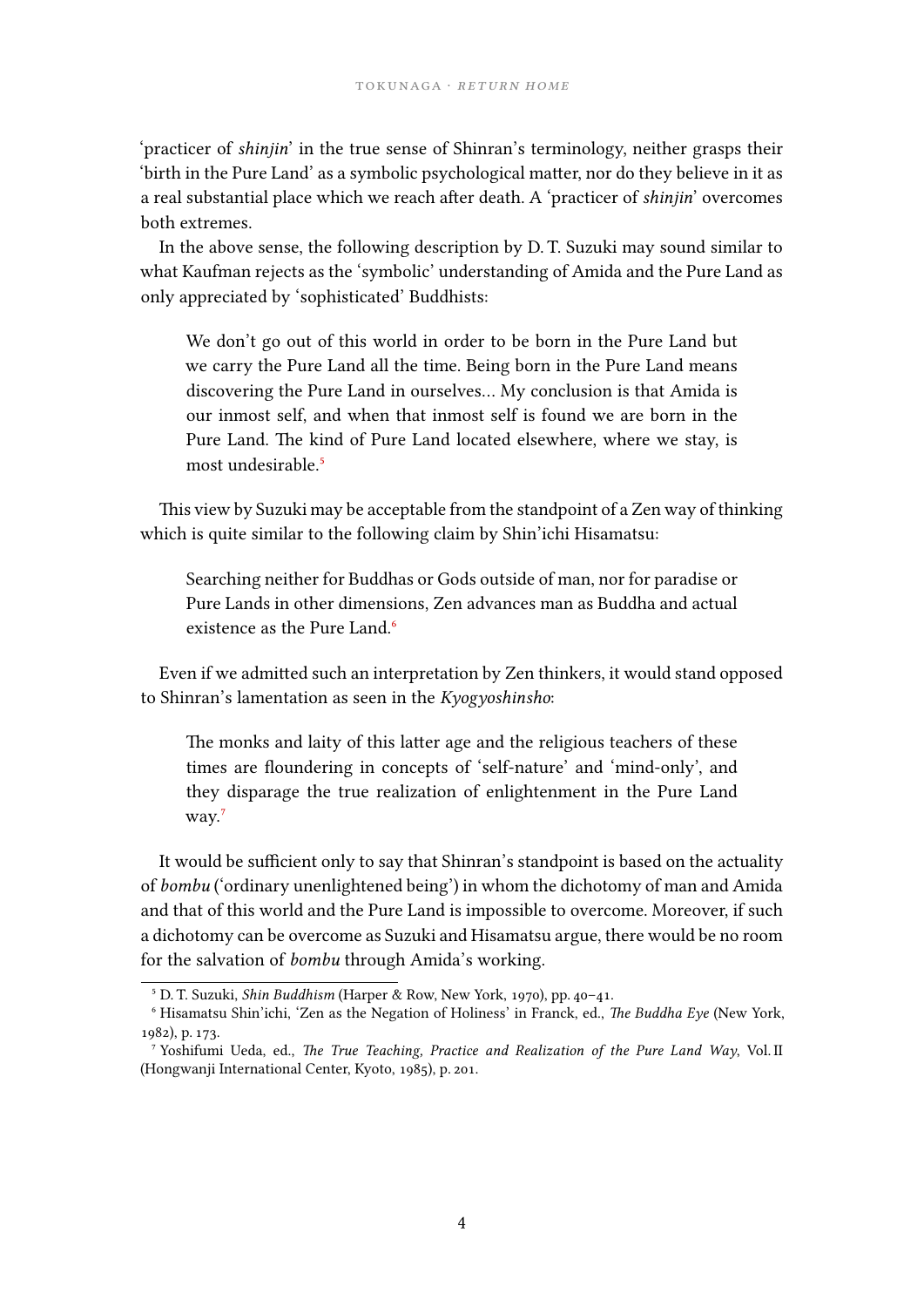'practicer of *shinjin*' in the true sense of Shinran's terminology, neither grasps their 'birth in the Pure Land' as a symbolic psychological matter, nor do they believe in it as a real substantial place which we reach after death. A 'practicer of *shinjin*' overcomes both extremes.

In the above sense, the following description by D. T. Suzuki may sound similar to what Kaufman rejects as the 'symbolic' understanding of Amida and the Pure Land as only appreciated by 'sophisticated' Buddhists:

> We don't go out of this world in order to be born in the Pure Land but we carry the Pure Land all the time. Being born in the Pure Land means discovering the Pure Land in ourselves… My conclusion is that Amida is our inmost self, and when that inmost self is found we are born in the Pure Land. The kind of Pure Land located elsewhere, where we stay, is most undesirable.[5]

This view by Suzuki may be acceptable from the standpoint of a Zen way of thinking which is quite similar to the following claim by Shin'ichi Hisamatsu:

> Searching neither for Buddhas or Gods outside of man, nor for paradise or Pure Lands in other dimensions, Zen advances man as Buddha and actual existence as the Pure Land.[6]

Even if we admitted such an interpretation by Zen thinkers, it would stand opposed to Shinran's lamentation as seen in the *Kyogyoshinsho*:

> The monks and laity of this latter age and the religious teachers of these times are floundering in concepts of 'self-nature' and 'mind-only', and they disparage the true realization of enlightenment in the Pure Land way.[7]

It would be sufficient only to say that Shinran's standpoint is based on the actuality of *bombu* ('ordinary unenlightened being') in whom the dichotomy of man and Amida and that of this world and the Pure Land is impossible to overcome. Moreover, if such a dichotomy can be overcome as Suzuki and Hisamatsu argue, there would be no room for the salvation of *bombu* through Amida's working.

---

[5] D. T. Suzuki, *Shin Buddhism* (Harper & Row, New York, 1970), pp. 40–41.

[6] Hisamatsu Shin'ichi, 'Zen as the Negation of Holiness' in Franck, ed., *The Buddha Eye* (New York, 1982), p. 173.

[7] Yoshifumi Ueda, ed., *The True Teaching, Practice and Realization of the Pure Land Way*, Vol. II (Hongwanji International Center, Kyoto, 1985), p. 201.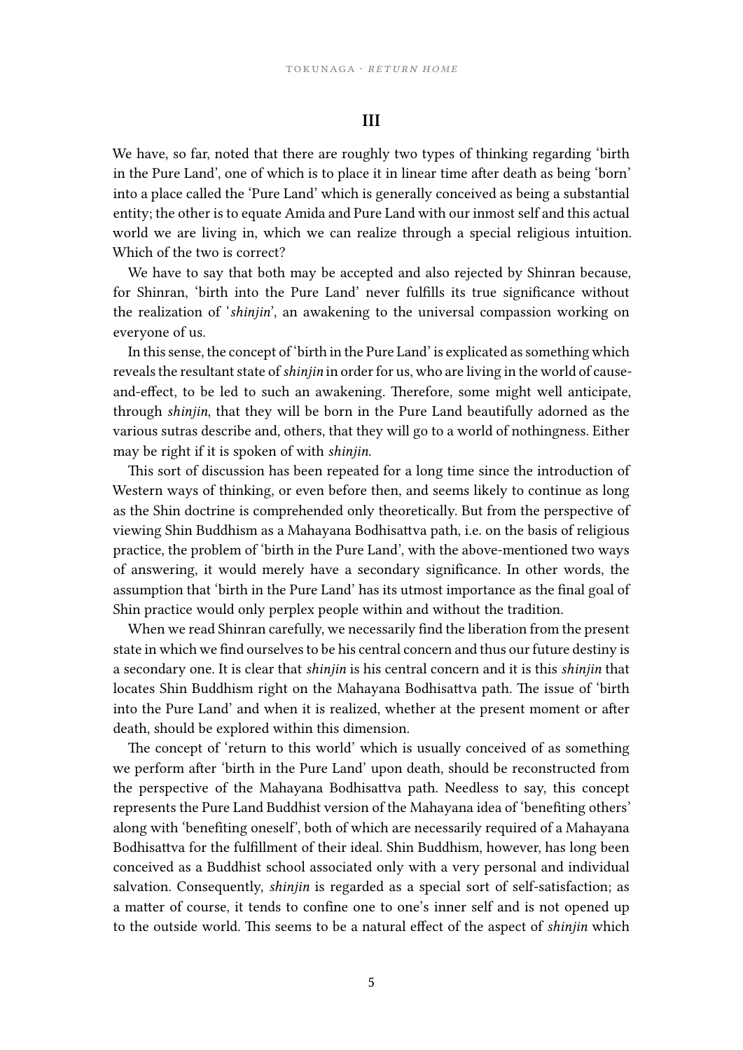## III

We have, so far, noted that there are roughly two types of thinking regarding 'birth in the Pure Land', one of which is to place it in linear time after death as being 'born' into a place called the 'Pure Land' which is generally conceived as being a substantial entity; the other is to equate Amida and Pure Land with our inmost self and this actual world we are living in, which we can realize through a special religious intuition. Which of the two is correct?

We have to say that both may be accepted and also rejected by Shinran because, for Shinran, 'birth into the Pure Land' never fulfills its true significance without the realization of '*shinjin*', an awakening to the universal compassion working on everyone of us.

In this sense, the concept of 'birth in the Pure Land' is explicated as something which reveals the resultant state of *shinjin* in order for us, who are living in the world of cause-and-effect, to be led to such an awakening. Therefore, some might well anticipate, through *shinjin*, that they will be born in the Pure Land beautifully adorned as the various sutras describe and, others, that they will go to a world of nothingness. Either may be right if it is spoken of with *shinjin.*

This sort of discussion has been repeated for a long time since the introduction of Western ways of thinking, or even before then, and seems likely to continue as long as the Shin doctrine is comprehended only theoretically. But from the perspective of viewing Shin Buddhism as a Mahayana Bodhisattva path, i.e. on the basis of religious practice, the problem of 'birth in the Pure Land', with the above-mentioned two ways of answering, it would merely have a secondary significance. In other words, the assumption that 'birth in the Pure Land' has its utmost importance as the final goal of Shin practice would only perplex people within and without the tradition.

When we read Shinran carefully, we necessarily find the liberation from the present state in which we find ourselves to be his central concern and thus our future destiny is a secondary one. It is clear that *shinjin* is his central concern and it is this *shinjin* that locates Shin Buddhism right on the Mahayana Bodhisattva path. The issue of 'birth into the Pure Land' and when it is realized, whether at the present moment or after death, should be explored within this dimension.

The concept of 'return to this world' which is usually conceived of as something we perform after 'birth in the Pure Land' upon death, should be reconstructed from the perspective of the Mahayana Bodhisattva path. Needless to say, this concept represents the Pure Land Buddhist version of the Mahayana idea of 'benefiting others' along with 'benefiting oneself', both of which are necessarily required of a Mahayana Bodhisattva for the fulfillment of their ideal. Shin Buddhism, however, has long been conceived as a Buddhist school associated only with a very personal and individual salvation. Consequently, *shinjin* is regarded as a special sort of self-satisfaction; as a matter of course, it tends to confine one to one's inner self and is not opened up to the outside world. This seems to be a natural effect of the aspect of *shinjin* which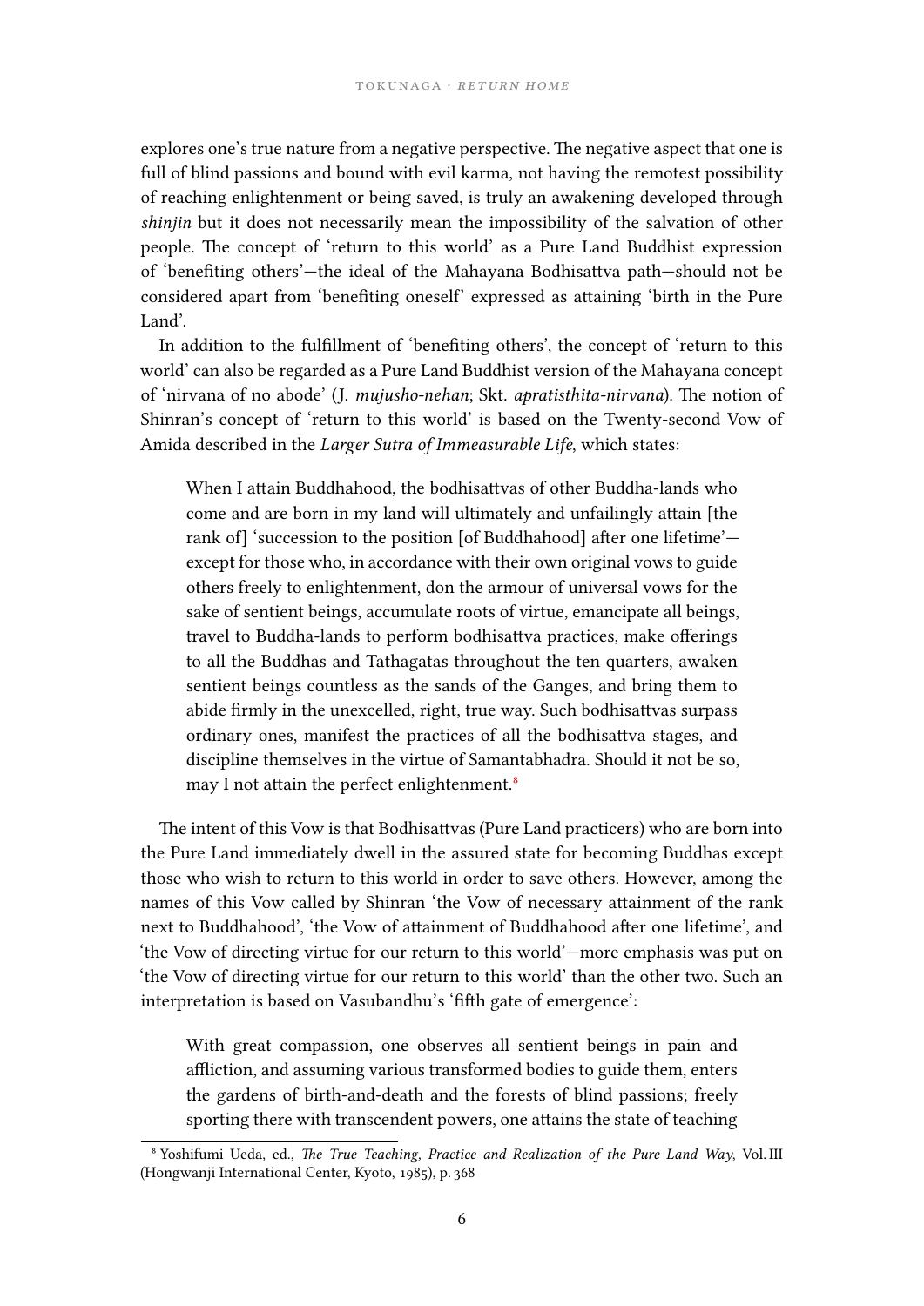explores one's true nature from a negative perspective. The negative aspect that one is full of blind passions and bound with evil karma, not having the remotest possibility of reaching enlightenment or being saved, is truly an awakening developed through *shinjin* but it does not necessarily mean the impossibility of the salvation of other people. The concept of 'return to this world' as a Pure Land Buddhist expression of 'benefiting others'—the ideal of the Mahayana Bodhisattva path—should not be considered apart from 'benefiting oneself' expressed as attaining 'birth in the Pure Land'.

In addition to the fulfillment of 'benefiting others', the concept of 'return to this world' can also be regarded as a Pure Land Buddhist version of the Mahayana concept of 'nirvana of no abode' (J. *mujusho-nehan*; Skt. *apratisthita-nirvana*). The notion of Shinran's concept of 'return to this world' is based on the Twenty-second Vow of Amida described in the *Larger Sutra of Immeasurable Life*, which states:

> When I attain Buddhahood, the bodhisattvas of other Buddha-lands who come and are born in my land will ultimately and unfailingly attain [the rank of] 'succession to the position [of Buddhahood] after one lifetime'—except for those who, in accordance with their own original vows to guide others freely to enlightenment, don the armour of universal vows for the sake of sentient beings, accumulate roots of virtue, emancipate all beings, travel to Buddha-lands to perform bodhisattva practices, make offerings to all the Buddhas and Tathagatas throughout the ten quarters, awaken sentient beings countless as the sands of the Ganges, and bring them to abide firmly in the unexcelled, right, true way. Such bodhisattvas surpass ordinary ones, manifest the practices of all the bodhisattva stages, and discipline themselves in the virtue of Samantabhadra. Should it not be so, may I not attain the perfect enlightenment.[8]

The intent of this Vow is that Bodhisattvas (Pure Land practicers) who are born into the Pure Land immediately dwell in the assured state for becoming Buddhas except those who wish to return to this world in order to save others. However, among the names of this Vow called by Shinran 'the Vow of necessary attainment of the rank next to Buddhahood', 'the Vow of attainment of Buddhahood after one lifetime', and 'the Vow of directing virtue for our return to this world'—more emphasis was put on 'the Vow of directing virtue for our return to this world' than the other two. Such an interpretation is based on Vasubandhu's 'fifth gate of emergence':

> With great compassion, one observes all sentient beings in pain and affliction, and assuming various transformed bodies to guide them, enters the gardens of birth-and-death and the forests of blind passions; freely sporting there with transcendent powers, one attains the state of teaching

[8] Yoshifumi Ueda, ed., *The True Teaching, Practice and Realization of the Pure Land Way*, Vol. III (Hongwanji International Center, Kyoto, 1985), p. 368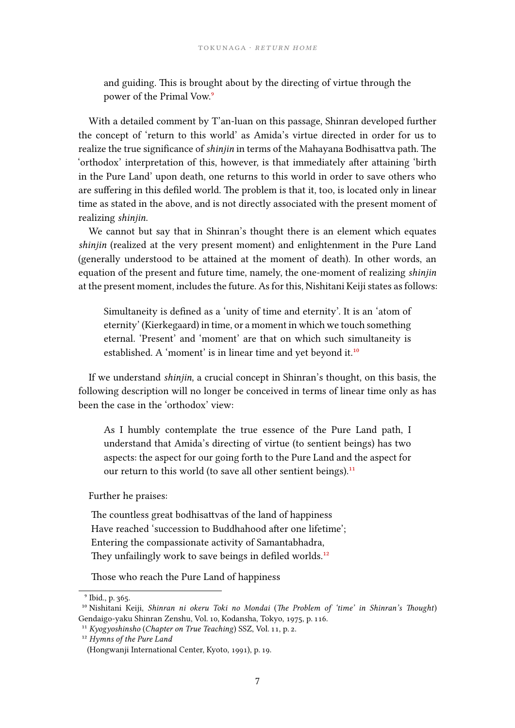> and guiding. This is brought about by the directing of virtue through the power of the Primal Vow.[9]

With a detailed comment by T'an-luan on this passage, Shinran developed further the concept of 'return to this world' as Amida's virtue directed in order for us to realize the true significance of *shinjin* in terms of the Mahayana Bodhisattva path. The 'orthodox' interpretation of this, however, is that immediately after attaining 'birth in the Pure Land' upon death, one returns to this world in order to save others who are suffering in this defiled world. The problem is that it, too, is located only in linear time as stated in the above, and is not directly associated with the present moment of realizing *shinjin*.

We cannot but say that in Shinran's thought there is an element which equates *shinjin* (realized at the very present moment) and enlightenment in the Pure Land (generally understood to be attained at the moment of death). In other words, an equation of the present and future time, namely, the one-moment of realizing *shinjin* at the present moment, includes the future. As for this, Nishitani Keiji states as follows:

> Simultaneity is defined as a 'unity of time and eternity'. It is an 'atom of eternity' (Kierkegaard) in time, or a moment in which we touch something eternal. 'Present' and 'moment' are that on which such simultaneity is established. A 'moment' is in linear time and yet beyond it.[10]

If we understand *shinjin*, a crucial concept in Shinran's thought, on this basis, the following description will no longer be conceived in terms of linear time only as has been the case in the 'orthodox' view:

> As I humbly contemplate the true essence of the Pure Land path, I understand that Amida's directing of virtue (to sentient beings) has two aspects: the aspect for our going forth to the Pure Land and the aspect for our return to this world (to save all other sentient beings).[11]

Further he praises:

> The countless great bodhisattvas of the land of happiness
> Have reached 'succession to Buddhahood after one lifetime';
> Entering the compassionate activity of Samantabhadra,
> They unfailingly work to save beings in defiled worlds.[12]

> Those who reach the Pure Land of happiness

---

[9] Ibid., p. 365.

[10] Nishitani Keiji, *Shinran ni okeru Toki no Mondai* (*The Problem of 'time' in Shinran's Thought*) Gendaigo-yaku Shinran Zenshu, Vol. 10, Kodansha, Tokyo, 1975, p. 116.

[11] *Kyogyoshinsho* (*Chapter on True Teaching*) SSZ, Vol. 11, p. 2.

[12] *Hymns of the Pure Land* (Hongwanji International Center, Kyoto, 1991), p. 19.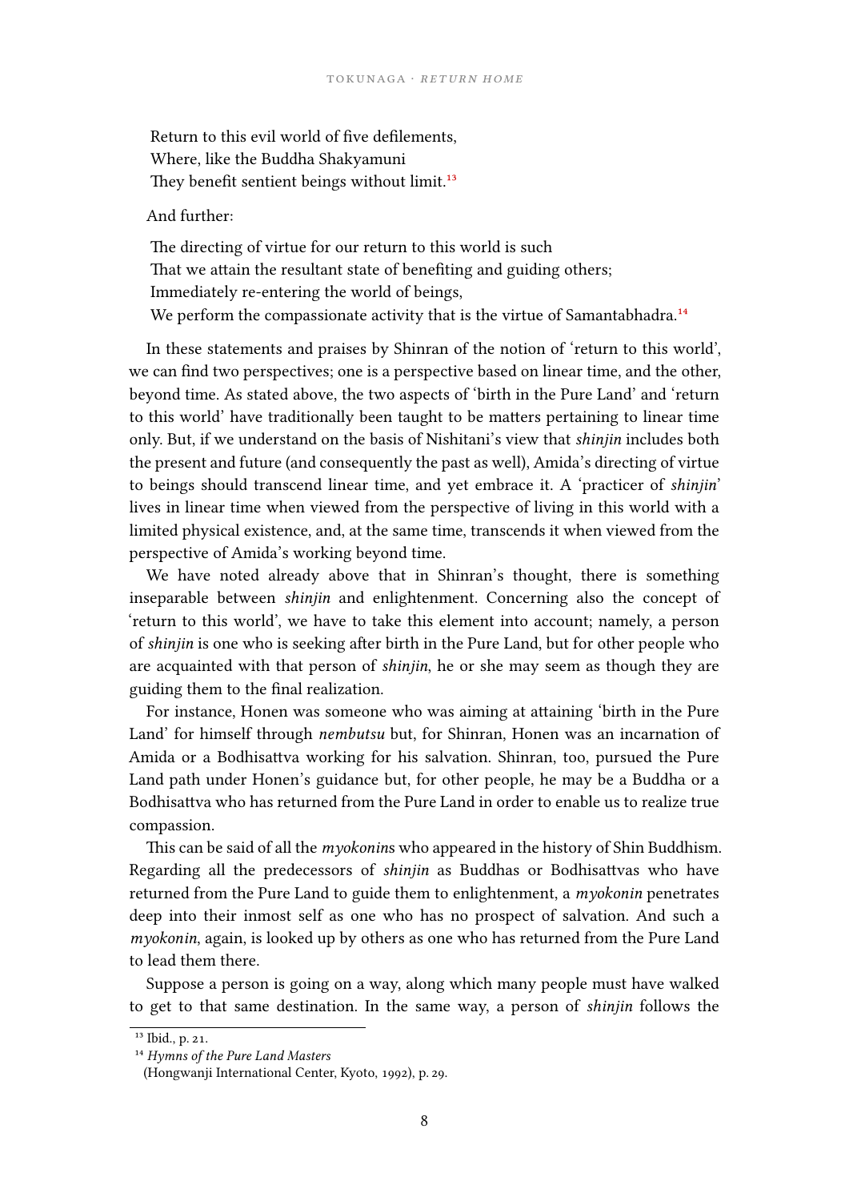> Return to this evil world of five defilements,
> Where, like the Buddha Shakyamuni
> They benefit sentient beings without limit.[13]

And further:

> The directing of virtue for our return to this world is such
> That we attain the resultant state of benefiting and guiding others;
> Immediately re-entering the world of beings,
> We perform the compassionate activity that is the virtue of Samantabhadra.[14]

In these statements and praises by Shinran of the notion of 'return to this world', we can find two perspectives; one is a perspective based on linear time, and the other, beyond time. As stated above, the two aspects of 'birth in the Pure Land' and 'return to this world' have traditionally been taught to be matters pertaining to linear time only. But, if we understand on the basis of Nishitani's view that *shinjin* includes both the present and future (and consequently the past as well), Amida's directing of virtue to beings should transcend linear time, and yet embrace it. A 'practicer of *shinjin*' lives in linear time when viewed from the perspective of living in this world with a limited physical existence, and, at the same time, transcends it when viewed from the perspective of Amida's working beyond time.

We have noted already above that in Shinran's thought, there is something inseparable between *shinjin* and enlightenment. Concerning also the concept of 'return to this world', we have to take this element into account; namely, a person of *shinjin* is one who is seeking after birth in the Pure Land, but for other people who are acquainted with that person of *shinjin*, he or she may seem as though they are guiding them to the final realization.

For instance, Honen was someone who was aiming at attaining 'birth in the Pure Land' for himself through *nembutsu* but, for Shinran, Honen was an incarnation of Amida or a Bodhisattva working for his salvation. Shinran, too, pursued the Pure Land path under Honen's guidance but, for other people, he may be a Buddha or a Bodhisattva who has returned from the Pure Land in order to enable us to realize true compassion.

This can be said of all the *myokonin*s who appeared in the history of Shin Buddhism. Regarding all the predecessors of *shinjin* as Buddhas or Bodhisattvas who have returned from the Pure Land to guide them to enlightenment, a *myokonin* penetrates deep into their inmost self as one who has no prospect of salvation. And such a *myokonin*, again, is looked up by others as one who has returned from the Pure Land to lead them there.

Suppose a person is going on a way, along which many people must have walked to get to that same destination. In the same way, a person of *shinjin* follows the

---

[13] Ibid., p. 21.

[14] *Hymns of the Pure Land Masters* (Hongwanji International Center, Kyoto, 1992), p. 29.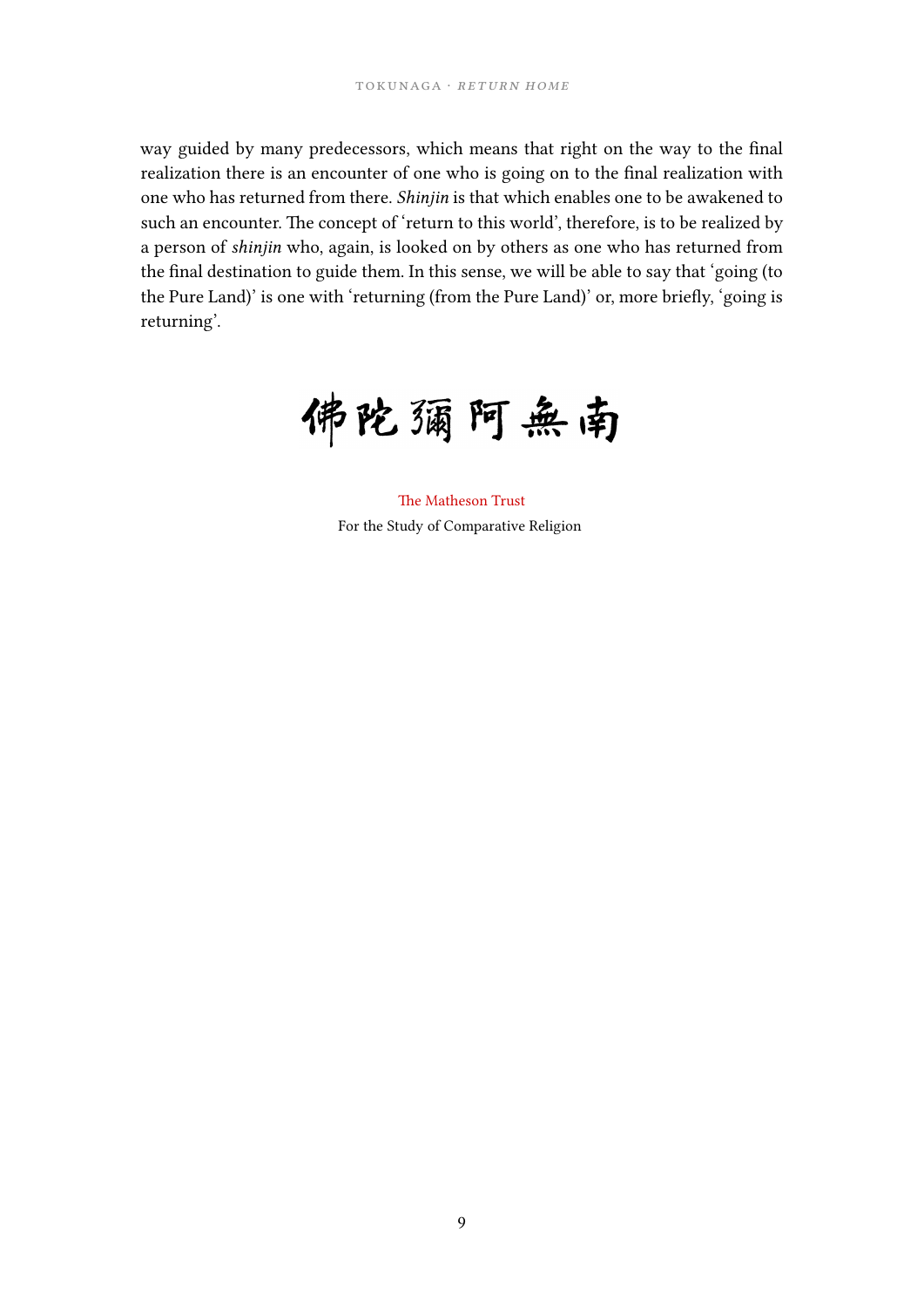way guided by many predecessors, which means that right on the way to the final realization there is an encounter of one who is going on to the final realization with one who has returned from there. *Shinjin* is that which enables one to be awakened to such an encounter. The concept of 'return to this world', therefore, is to be realized by a person of *shinjin* who, again, is looked on by others as one who has returned from the final destination to guide them. In this sense, we will be able to say that 'going (to the Pure Land)' is one with 'returning (from the Pure Land)' or, more briefly, 'going is returning'.

南無阿彌陀佛

The Matheson Trust
For the Study of Comparative Religion